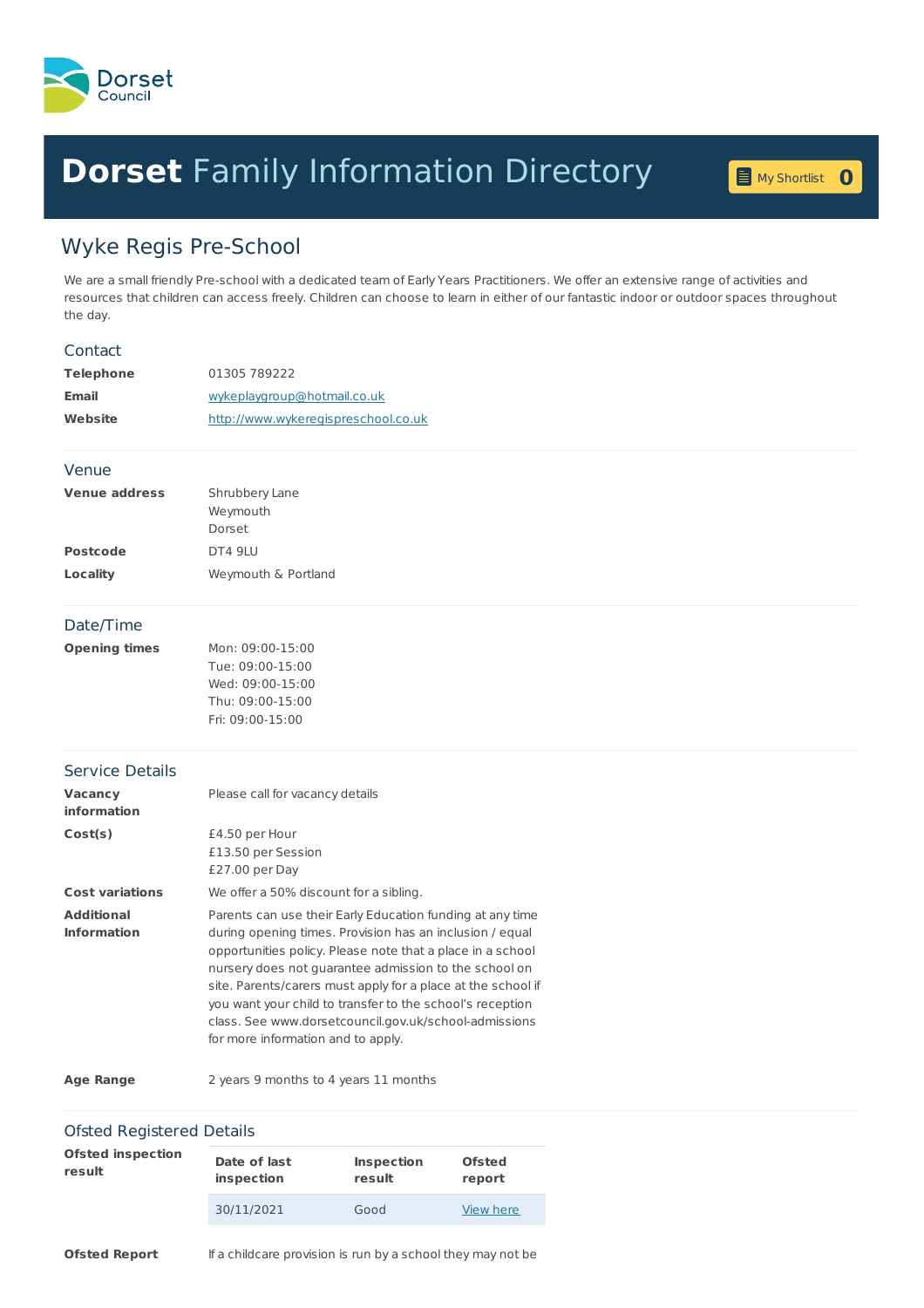Dorset Council

# **Dorset** Family Information Directory

My Shortlist 0

## Wyke Regis Pre-School

We are a small friendly Pre-school with a dedicated team of Early Years Practitioners. We offer an extensive range of activities and resources that children can access freely. Children can choose to learn in either of our fantastic indoor or outdoor spaces throughout the day.

### Contact

| | |
|---|---|
| **Telephone** | 01305 789222 |
| **Email** | wykeplaygroup@hotmail.co.uk |
| **Website** | http://www.wykeregispreschool.co.uk |

### Venue

| | |
|---|---|
| **Venue address** | Shrubbery Lane<br>Weymouth<br>Dorset |
| **Postcode** | DT4 9LU |
| **Locality** | Weymouth & Portland |

### Date/Time

| | |
|---|---|
| **Opening times** | Mon: 09:00-15:00<br>Tue: 09:00-15:00<br>Wed: 09:00-15:00<br>Thu: 09:00-15:00<br>Fri: 09:00-15:00 |

### Service Details

| | |
|---|---|
| **Vacancy information** | Please call for vacancy details |
| **Cost(s)** | £4.50 per Hour<br>£13.50 per Session<br>£27.00 per Day |
| **Cost variations** | We offer a 50% discount for a sibling. |
| **Additional Information** | Parents can use their Early Education funding at any time during opening times. Provision has an inclusion / equal opportunities policy. Please note that a place in a school nursery does not guarantee admission to the school on site. Parents/carers must apply for a place at the school if you want your child to transfer to the school's reception class. See www.dorsetcouncil.gov.uk/school-admissions for more information and to apply. |
| **Age Range** | 2 years 9 months to 4 years 11 months |

### Ofsted Registered Details

**Ofsted inspection result**

| Date of last inspection | Inspection result | Ofsted report |
|---|---|---|
| 30/11/2021 | Good | View here |

**Ofsted Report** If a childcare provision is run by a school they may not be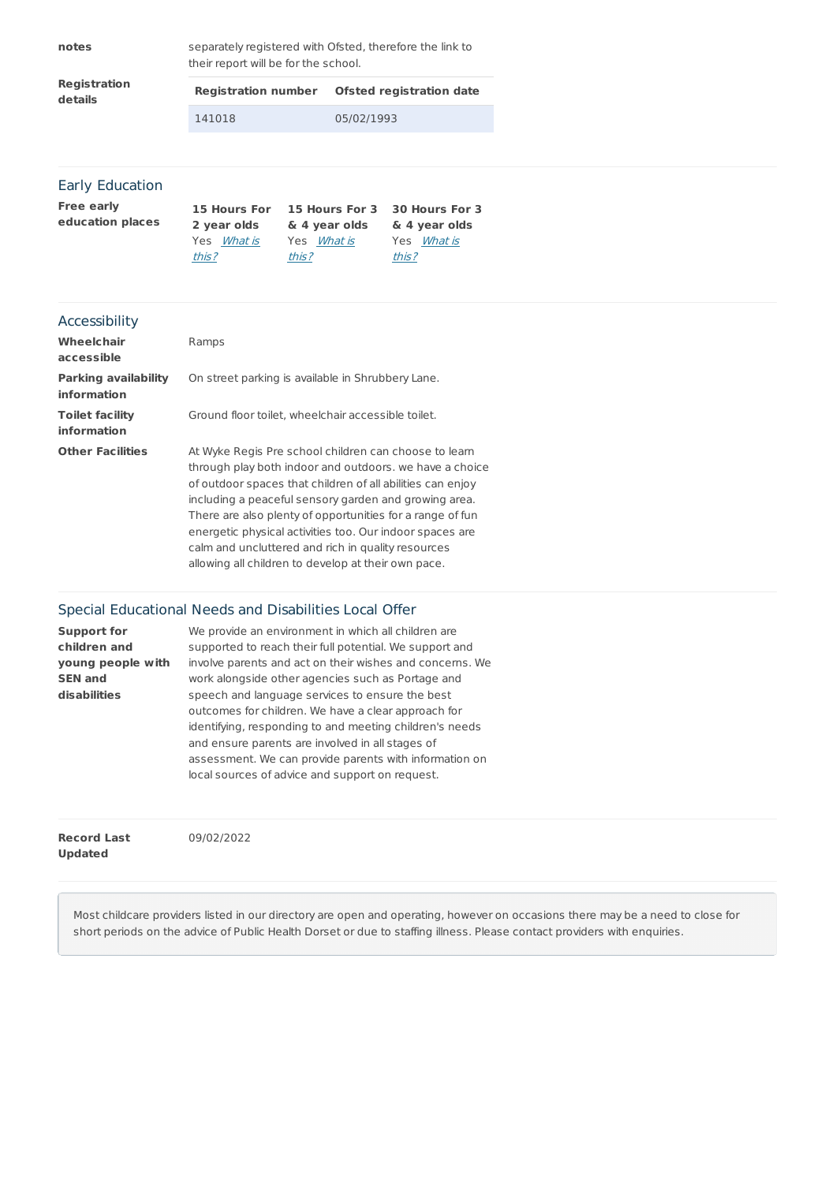**notes** separately registered with Ofsted, therefore the link to their report will be for the school.

**Registration details**

| Registration number | Ofsted registration date |
| --- | --- |
| 141018 | 05/02/1993 |

## Early Education

**Free early education places**

| 15 Hours For 2 year olds | 15 Hours For 3 & 4 year olds | 30 Hours For 3 & 4 year olds |
| --- | --- | --- |
| Yes *What is this?* | Yes *What is this?* | Yes *What is this?* |

## Accessibility

**Wheelchair accessible**
Ramps

**Parking availability information**
On street parking is available in Shrubbery Lane.

**Toilet facility information**
Ground floor toilet, wheelchair accessible toilet.

**Other Facilities**
At Wyke Regis Pre school children can choose to learn through play both indoor and outdoors. we have a choice of outdoor spaces that children of all abilities can enjoy including a peaceful sensory garden and growing area. There are also plenty of opportunities for a range of fun energetic physical activities too. Our indoor spaces are calm and uncluttered and rich in quality resources allowing all children to develop at their own pace.

## Special Educational Needs and Disabilities Local Offer

**Support for children and young people with SEN and disabilities**
We provide an environment in which all children are supported to reach their full potential. We support and involve parents and act on their wishes and concerns. We work alongside other agencies such as Portage and speech and language services to ensure the best outcomes for children. We have a clear approach for identifying, responding to and meeting children's needs and ensure parents are involved in all stages of assessment. We can provide parents with information on local sources of advice and support on request.

**Record Last Updated** 09/02/2022

Most childcare providers listed in our directory are open and operating, however on occasions there may be a need to close for short periods on the advice of Public Health Dorset or due to staffing illness. Please contact providers with enquiries.